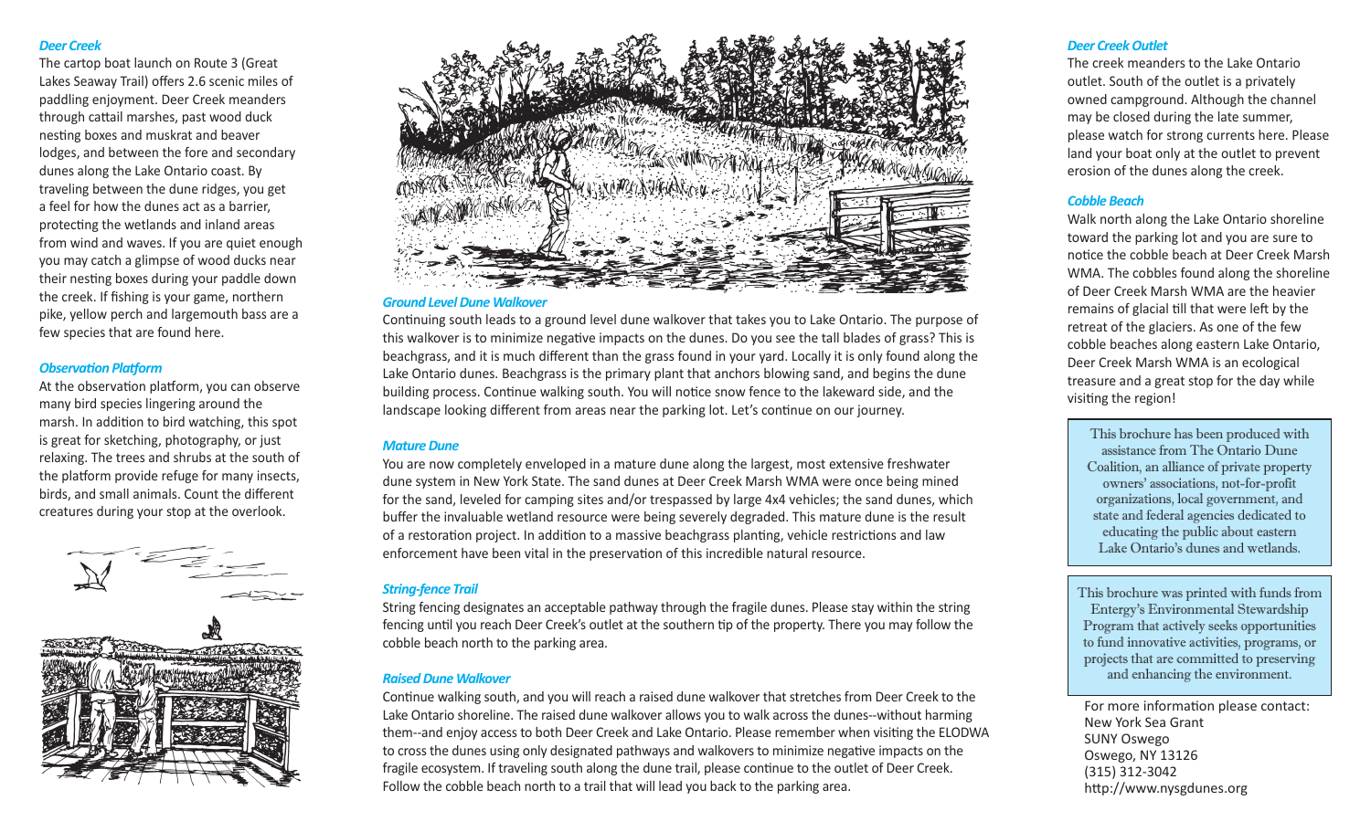### *Deer Creek*

The cartop boat launch on Route 3 (Great Lakes Seaway Trail) offers 2.6 scenic miles of paddling enjoyment. Deer Creek meanders through cattail marshes, past wood duck nesting boxes and muskrat and beaver lodges, and between the fore and secondary dunes along the Lake Ontario coast. By traveling between the dune ridges, you get a feel for how the dunes act as a barrier, protecting the wetlands and inland areas from wind and waves. If you are quiet enough you may catch a glimpse of wood ducks near their nesting boxes during your paddle down the creek. If fishing is your game, northern pike, yellow perch and largemouth bass are a few species that are found here.

### *Observation Platform*

At the observation platform, you can observe many bird species lingering around the marsh. In addition to bird watching, this spot is great for sketching, photography, or just relaxing. The trees and shrubs at the south of the platform provide refuge for many insects, birds, and small animals. Count the different creatures during your stop at the overlook.

### *Ground Level Dune Walkover*

Continuing south leads to a ground level dune walkover that takes you to Lake Ontario. The purpose of this walkover is to minimize negative impacts on the dunes. Do you see the tall blades of grass? This is beachgrass, and it is much different than the grass found in your yard. Locally it is only found along the Lake Ontario dunes. Beachgrass is the primary plant that anchors blowing sand, and begins the dune building process. Continue walking south. You will notice snow fence to the lakeward side, and the landscape looking different from areas near the parking lot. Let's continue on our journey.

### *Mature Dune*

You are now completely enveloped in a mature dune along the largest, most extensive freshwater dune system in New York State. The sand dunes at Deer Creek Marsh WMA were once being mined for the sand, leveled for camping sites and/or trespassed by large 4x4 vehicles; the sand dunes, which buffer the invaluable wetland resource were being severely degraded. This mature dune is the result of a restoration project. In addition to a massive beachgrass planting, vehicle restrictions and law enforcement have been vital in the preservation of this incredible natural resource.

### *String-fence Trail*

String fencing designates an acceptable pathway through the fragile dunes. Please stay within the string fencing until you reach Deer Creek's outlet at the southern tip of the property. There you may follow the cobble beach north to the parking area.

### *Raised Dune Walkover*

Continue walking south, and you will reach a raised dune walkover that stretches from Deer Creek to the Lake Ontario shoreline. The raised dune walkover allows you to walk across the dunes--without harming them--and enjoy access to both Deer Creek and Lake Ontario. Please remember when visiting the ELODWA to cross the dunes using only designated pathways and walkovers to minimize negative impacts on the fragile ecosystem. If traveling south along the dune trail, please continue to the outlet of Deer Creek. Follow the cobble beach north to a trail that will lead you back to the parking area.

### *Deer Creek Outlet*

The creek meanders to the Lake Ontario outlet. South of the outlet is a privately owned campground. Although the channel may be closed during the late summer, please watch for strong currents here. Please land your boat only at the outlet to prevent erosion of the dunes along the creek.

### *Cobble Beach*

Walk north along the Lake Ontario shoreline toward the parking lot and you are sure to notice the cobble beach at Deer Creek Marsh WMA. The cobbles found along the shoreline of Deer Creek Marsh WMA are the heavier remains of glacial till that were left by the retreat of the glaciers. As one of the few cobble beaches along eastern Lake Ontario, Deer Creek Marsh WMA is an ecological treasure and a great stop for the day while visiting the region!

This brochure has been produced with assistance from The Ontario Dune Coalition, an alliance of private property owners' associations, not-for-profit organizations, local government, and state and federal agencies dedicated to educating the public about eastern Lake Ontario's dunes and wetlands.

This brochure was printed with funds from Entergy's Environmental Stewardship Program that actively seeks opportunities to fund innovative activities, programs, or projects that are committed to preserving and enhancing the environment.

For more information please contact:
New York Sea Grant
SUNY Oswego
Oswego, NY 13126
(315) 312-3042
http://www.nysgdunes.org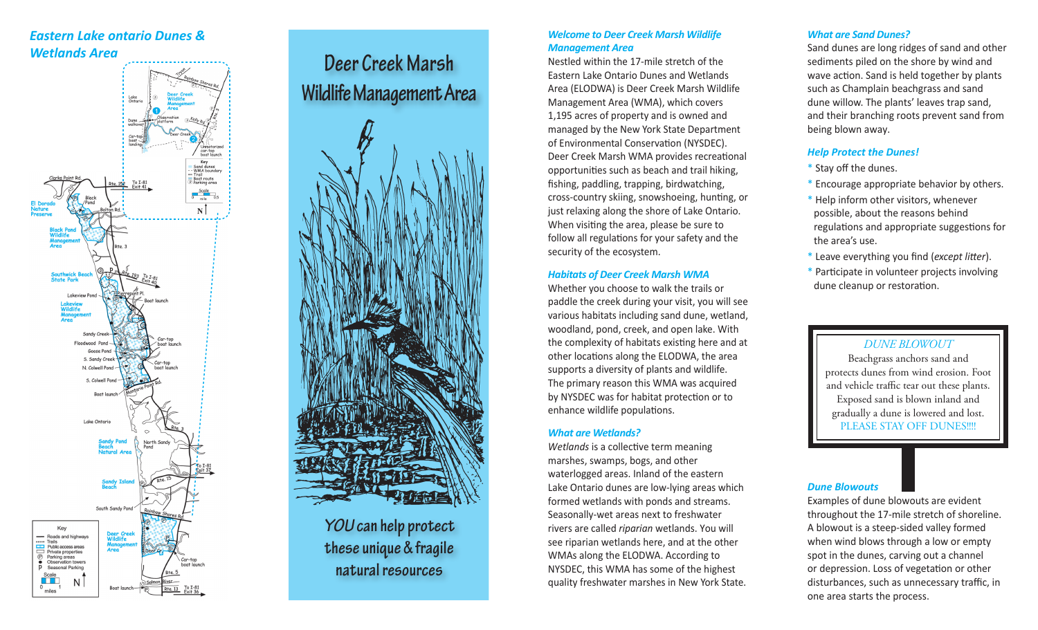## Eastern Lake ontario Dunes & Wetlands Area

Tug Hill
Rainbow Shores Rd.
Lake Ontario
Deer Creek Wildlife Management Area
1
Dune walkover
Observation platform
Kelly Rd.
Rte. 3
Car-top boat landing
2
Deer Creek
Unmotorized car-top boat launch
Key
Sand dunes
WMA boundary
Trail
Boat route
Parking area
Scale
0 mile 0.5
N
Clarks Point Rd.
Rte. 15A
To I-81 Exit 41
El Dorado Nature Preserve
Black Pond
Bolton Rd.
Black Pond Wildlife Management Area
Rte. 3
Southwick Beach State Park
Rte. 193
To I-81 Exit 40
Lakeview Pond
Pierrepont Pl.
Boat launch
Lakeview Wildlife Management Area
Sandy Creek
Car-top boat launch
Floodwood Pond
Goose Pond
S. Sandy Creek
Car-top boat launch
N. Colwell Pond
S. Colwell Pond
Boat launch
Montario Point Rd.
Lake Ontario
Rte. 3
Sandy Pond Beach Natural Area
North Sandy Pond
To I-81 Exit 37
Sandy Island Beach
Rte. 15
South Sandy Pond
Rainbow Shores Rd.
Key
Roads and highways
Trails
Public access areas
Private properties
Parking areas
Observation towers
Seasonal Parking
Scale
0 1 miles
N
Deer Creek Wildlife Management Area
Deer Creek
Car-top boat launch
Rte. 5
Salmon River
Boat launch
Rte. 13
To I-81 Exit 36

# Deer Creek Marsh Wildlife Management Area

*YOU* can help protect these unique & fragile natural resources

### *Welcome to Deer Creek Marsh Wildlife Management Area*

Nestled within the 17-mile stretch of the Eastern Lake Ontario Dunes and Wetlands Area (ELODWA) is Deer Creek Marsh Wildlife Management Area (WMA), which covers 1,195 acres of property and is owned and managed by the New York State Department of Environmental Conservation (NYSDEC). Deer Creek Marsh WMA provides recreational opportunities such as beach and trail hiking, fishing, paddling, trapping, birdwatching, cross-country skiing, snowshoeing, hunting, or just relaxing along the shore of Lake Ontario. When visiting the area, please be sure to follow all regulations for your safety and the security of the ecosystem.

### *Habitats of Deer Creek Marsh WMA*

Whether you choose to walk the trails or paddle the creek during your visit, you will see various habitats including sand dune, wetland, woodland, pond, creek, and open lake. With the complexity of habitats existing here and at other locations along the ELODWA, the area supports a diversity of plants and wildlife. The primary reason this WMA was acquired by NYSDEC was for habitat protection or to enhance wildlife populations.

### *What are Wetlands?*

*Wetlands* is a collective term meaning marshes, swamps, bogs, and other waterlogged areas. Inland of the eastern Lake Ontario dunes are low-lying areas which formed wetlands with ponds and streams. Seasonally-wet areas next to freshwater rivers are called *riparian* wetlands. You will see riparian wetlands here, and at the other WMAs along the ELODWA. According to NYSDEC, this WMA has some of the highest quality freshwater marshes in New York State.

### *What are Sand Dunes?*

Sand dunes are long ridges of sand and other sediments piled on the shore by wind and wave action. Sand is held together by plants such as Champlain beachgrass and sand dune willow. The plants' leaves trap sand, and their branching roots prevent sand from being blown away.

### *Help Protect the Dunes!*

* Stay off the dunes.
* Encourage appropriate behavior by others.
* Help inform other visitors, whenever possible, about the reasons behind regulations and appropriate suggestions for the area's use.
* Leave everything you find (*except litter*).
* Participate in volunteer projects involving dune cleanup or restoration.

*DUNE BLOWOUT*

Beachgrass anchors sand and protects dunes from wind erosion. Foot and vehicle traffic tear out these plants. Exposed sand is blown inland and gradually a dune is lowered and lost. PLEASE STAY OFF DUNES!!!!

### *Dune Blowouts*

Examples of dune blowouts are evident throughout the 17-mile stretch of shoreline. A blowout is a steep-sided valley formed when wind blows through a low or empty spot in the dunes, carving out a channel or depression. Loss of vegetation or other disturbances, such as unnecessary traffic, in one area starts the process.